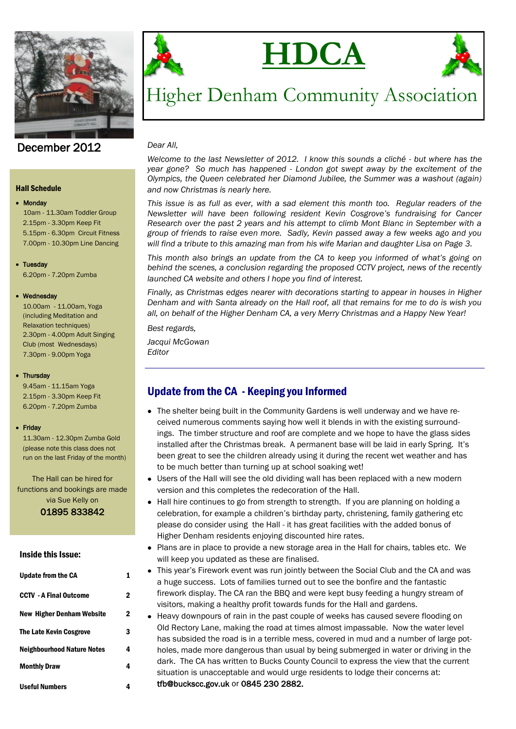# HDCA

## Higher Denham Community Association

December 2012

### Hall Schedule

- **Monday**
  10am - 11.30am Toddler Group
  2.15pm - 3.30pm Keep Fit
  5.15pm - 6.30pm Circuit Fitness
  7.00pm - 10.30pm Line Dancing
- **Tuesday**
  6.20pm - 7.20pm Zumba
- **Wednesday**
  10.00am - 11.00am, Yoga (including Meditation and Relaxation techniques)
  2.30pm - 4.00pm Adult Singing Club (most Wednesdays)
  7.30pm - 9.00pm Yoga
- **Thursday**
  9.45am - 11.15am Yoga
  2.15pm - 3.30pm Keep Fit
  6.20pm - 7.20pm Zumba
- **Friday**
  11.30am - 12.30pm Zumba Gold (please note this class does not run on the last Friday of the month)

The Hall can be hired for functions and bookings are made via Sue Kelly on
**01895 833842**

### Inside this Issue:

| | |
|---|---|
| Update from the CA | 1 |
| CCTV - A Final Outcome | 2 |
| New Higher Denham Website | 2 |
| The Late Kevin Cosgrove | 3 |
| Neighbourhood Nature Notes | 4 |
| Monthly Draw | 4 |
| Useful Numbers | 4 |

*Dear All,*

*Welcome to the last Newsletter of 2012. I know this sounds a cliché - but where has the year gone? So much has happened - London got swept away by the excitement of the Olympics, the Queen celebrated her Diamond Jubilee, the Summer was a washout (again) and now Christmas is nearly here.*

*This issue is as full as ever, with a sad element this month too. Regular readers of the Newsletter will have been following resident Kevin Cosgrove's fundraising for Cancer Research over the past 2 years and his attempt to climb Mont Blanc in September with a group of friends to raise even more. Sadly, Kevin passed away a few weeks ago and you will find a tribute to this amazing man from his wife Marian and daughter Lisa on Page 3.*

*This month also brings an update from the CA to keep you informed of what's going on behind the scenes, a conclusion regarding the proposed CCTV project, news of the recently launched CA website and others I hope you find of interest.*

*Finally, as Christmas edges nearer with decorations starting to appear in houses in Higher Denham and with Santa already on the Hall roof, all that remains for me to do is wish you all, on behalf of the Higher Denham CA, a very Merry Christmas and a Happy New Year!*

*Best regards,*

*Jacqui McGowan*
*Editor*

## Update from the CA - Keeping you Informed

- The shelter being built in the Community Gardens is well underway and we have received numerous comments saying how well it blends in with the existing surroundings. The timber structure and roof are complete and we hope to have the glass sides installed after the Christmas break. A permanent base will be laid in early Spring. It's been great to see the children already using it during the recent wet weather and has to be much better than turning up at school soaking wet!
- Users of the Hall will see the old dividing wall has been replaced with a new modern version and this completes the redecoration of the Hall.
- Hall hire continues to go from strength to strength. If you are planning on holding a celebration, for example a children's birthday party, christening, family gathering etc please do consider using the Hall - it has great facilities with the added bonus of Higher Denham residents enjoying discounted hire rates.
- Plans are in place to provide a new storage area in the Hall for chairs, tables etc. We will keep you updated as these are finalised.
- This year's Firework event was run jointly between the Social Club and the CA and was a huge success. Lots of families turned out to see the bonfire and the fantastic firework display. The CA ran the BBQ and were kept busy feeding a hungry stream of visitors, making a healthy profit towards funds for the Hall and gardens.
- Heavy downpours of rain in the past couple of weeks has caused severe flooding on Old Rectory Lane, making the road at times almost impassable. Now the water level has subsided the road is in a terrible mess, covered in mud and a number of large potholes, made more dangerous than usual by being submerged in water or driving in the dark. The CA has written to Bucks County Council to express the view that the current situation is unacceptable and would urge residents to lodge their concerns at: **tfb@buckscc.gov.uk** or **0845 230 2882.**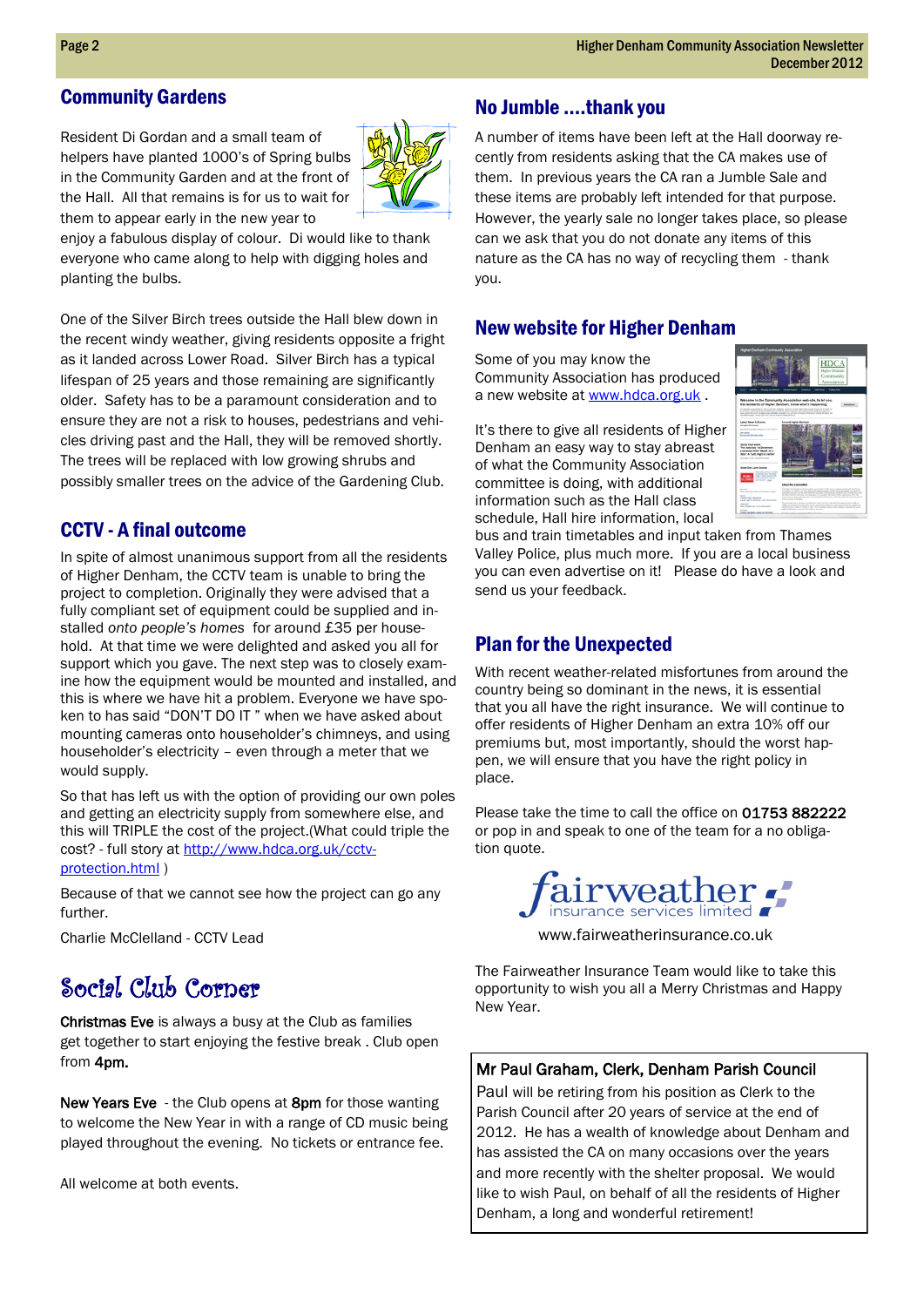## Community Gardens

Resident Di Gordan and a small team of helpers have planted 1000's of Spring bulbs in the Community Garden and at the front of the Hall. All that remains is for us to wait for them to appear early in the new year to enjoy a fabulous display of colour. Di would like to thank everyone who came along to help with digging holes and planting the bulbs.

One of the Silver Birch trees outside the Hall blew down in the recent windy weather, giving residents opposite a fright as it landed across Lower Road. Silver Birch has a typical lifespan of 25 years and those remaining are significantly older. Safety has to be a paramount consideration and to ensure they are not a risk to houses, pedestrians and vehicles driving past and the Hall, they will be removed shortly. The trees will be replaced with low growing shrubs and possibly smaller trees on the advice of the Gardening Club.

## CCTV - A final outcome

In spite of almost unanimous support from all the residents of Higher Denham, the CCTV team is unable to bring the project to completion. Originally they were advised that a fully compliant set of equipment could be supplied and installed *onto people's homes* for around £35 per household. At that time we were delighted and asked you all for support which you gave. The next step was to closely examine how the equipment would be mounted and installed, and this is where we have hit a problem. Everyone we have spoken to has said "DON'T DO IT " when we have asked about mounting cameras onto householder's chimneys, and using householder's electricity – even through a meter that we would supply.

So that has left us with the option of providing our own poles and getting an electricity supply from somewhere else, and this will TRIPLE the cost of the project.(What could triple the cost? - full story at http://www.hdca.org.uk/cctv-protection.html )

Because of that we cannot see how the project can go any further.

Charlie McClelland - CCTV Lead

## Social Club Corner

**Christmas Eve** is always a busy at the Club as families get together to start enjoying the festive break . Club open from **4pm.**

**New Years Eve** - the Club opens at **8pm** for those wanting to welcome the New Year in with a range of CD music being played throughout the evening. No tickets or entrance fee.

All welcome at both events.

## No Jumble ....thank you

A number of items have been left at the Hall doorway recently from residents asking that the CA makes use of them. In previous years the CA ran a Jumble Sale and these items are probably left intended for that purpose. However, the yearly sale no longer takes place, so please can we ask that you do not donate any items of this nature as the CA has no way of recycling them - thank you.

## New website for Higher Denham

Some of you may know the Community Association has produced a new website at www.hdca.org.uk .

It's there to give all residents of Higher Denham an easy way to stay abreast of what the Community Association committee is doing, with additional information such as the Hall class schedule, Hall hire information, local bus and train timetables and input taken from Thames Valley Police, plus much more. If you are a local business you can even advertise on it! Please do have a look and send us your feedback.

## Plan for the Unexpected

With recent weather-related misfortunes from around the country being so dominant in the news, it is essential that you all have the right insurance. We will continue to offer residents of Higher Denham an extra 10% off our premiums but, most importantly, should the worst happen, we will ensure that you have the right policy in place.

Please take the time to call the office on **01753 882222** or pop in and speak to one of the team for a no obligation quote.

fairweather insurance services limited

www.fairweatherinsurance.co.uk

The Fairweather Insurance Team would like to take this opportunity to wish you all a Merry Christmas and Happy New Year.

### Mr Paul Graham, Clerk, Denham Parish Council

Paul will be retiring from his position as Clerk to the Parish Council after 20 years of service at the end of 2012. He has a wealth of knowledge about Denham and has assisted the CA on many occasions over the years and more recently with the shelter proposal. We would like to wish Paul, on behalf of all the residents of Higher Denham, a long and wonderful retirement!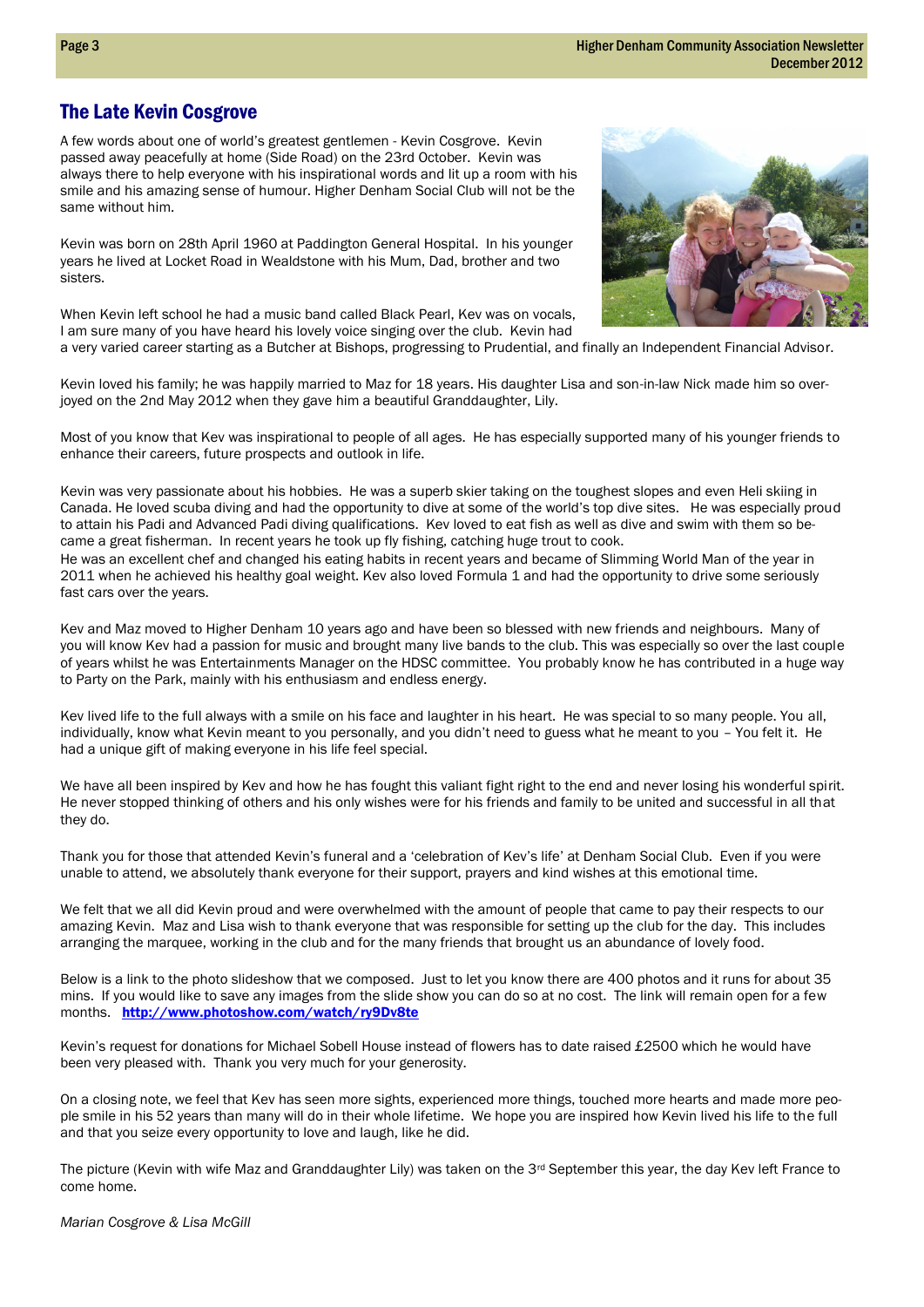## The Late Kevin Cosgrove

A few words about one of world's greatest gentlemen - Kevin Cosgrove. Kevin passed away peacefully at home (Side Road) on the 23rd October. Kevin was always there to help everyone with his inspirational words and lit up a room with his smile and his amazing sense of humour. Higher Denham Social Club will not be the same without him.

Kevin was born on 28th April 1960 at Paddington General Hospital. In his younger years he lived at Locket Road in Wealdstone with his Mum, Dad, brother and two sisters.

When Kevin left school he had a music band called Black Pearl, Kev was on vocals, I am sure many of you have heard his lovely voice singing over the club. Kevin had a very varied career starting as a Butcher at Bishops, progressing to Prudential, and finally an Independent Financial Advisor.

Kevin loved his family; he was happily married to Maz for 18 years. His daughter Lisa and son-in-law Nick made him so overjoyed on the 2nd May 2012 when they gave him a beautiful Granddaughter, Lily.

Most of you know that Kev was inspirational to people of all ages. He has especially supported many of his younger friends to enhance their careers, future prospects and outlook in life.

Kevin was very passionate about his hobbies. He was a superb skier taking on the toughest slopes and even Heli skiing in Canada. He loved scuba diving and had the opportunity to dive at some of the world's top dive sites. He was especially proud to attain his Padi and Advanced Padi diving qualifications. Kev loved to eat fish as well as dive and swim with them so became a great fisherman. In recent years he took up fly fishing, catching huge trout to cook.
He was an excellent chef and changed his eating habits in recent years and became of Slimming World Man of the year in 2011 when he achieved his healthy goal weight. Kev also loved Formula 1 and had the opportunity to drive some seriously fast cars over the years.

Kev and Maz moved to Higher Denham 10 years ago and have been so blessed with new friends and neighbours. Many of you will know Kev had a passion for music and brought many live bands to the club. This was especially so over the last couple of years whilst he was Entertainments Manager on the HDSC committee. You probably know he has contributed in a huge way to Party on the Park, mainly with his enthusiasm and endless energy.

Kev lived life to the full always with a smile on his face and laughter in his heart. He was special to so many people. You all, individually, know what Kevin meant to you personally, and you didn't need to guess what he meant to you – You felt it. He had a unique gift of making everyone in his life feel special.

We have all been inspired by Kev and how he has fought this valiant fight right to the end and never losing his wonderful spirit. He never stopped thinking of others and his only wishes were for his friends and family to be united and successful in all that they do.

Thank you for those that attended Kevin's funeral and a 'celebration of Kev's life' at Denham Social Club. Even if you were unable to attend, we absolutely thank everyone for their support, prayers and kind wishes at this emotional time.

We felt that we all did Kevin proud and were overwhelmed with the amount of people that came to pay their respects to our amazing Kevin. Maz and Lisa wish to thank everyone that was responsible for setting up the club for the day. This includes arranging the marquee, working in the club and for the many friends that brought us an abundance of lovely food.

Below is a link to the photo slideshow that we composed. Just to let you know there are 400 photos and it runs for about 35 mins. If you would like to save any images from the slide show you can do so at no cost. The link will remain open for a few months. **http://www.photoshow.com/watch/ry9Dv8te**

Kevin's request for donations for Michael Sobell House instead of flowers has to date raised £2500 which he would have been very pleased with. Thank you very much for your generosity.

On a closing note, we feel that Kev has seen more sights, experienced more things, touched more hearts and made more people smile in his 52 years than many will do in their whole lifetime. We hope you are inspired how Kevin lived his life to the full and that you seize every opportunity to love and laugh, like he did.

The picture (Kevin with wife Maz and Granddaughter Lily) was taken on the 3rd September this year, the day Kev left France to come home.

*Marian Cosgrove & Lisa McGill*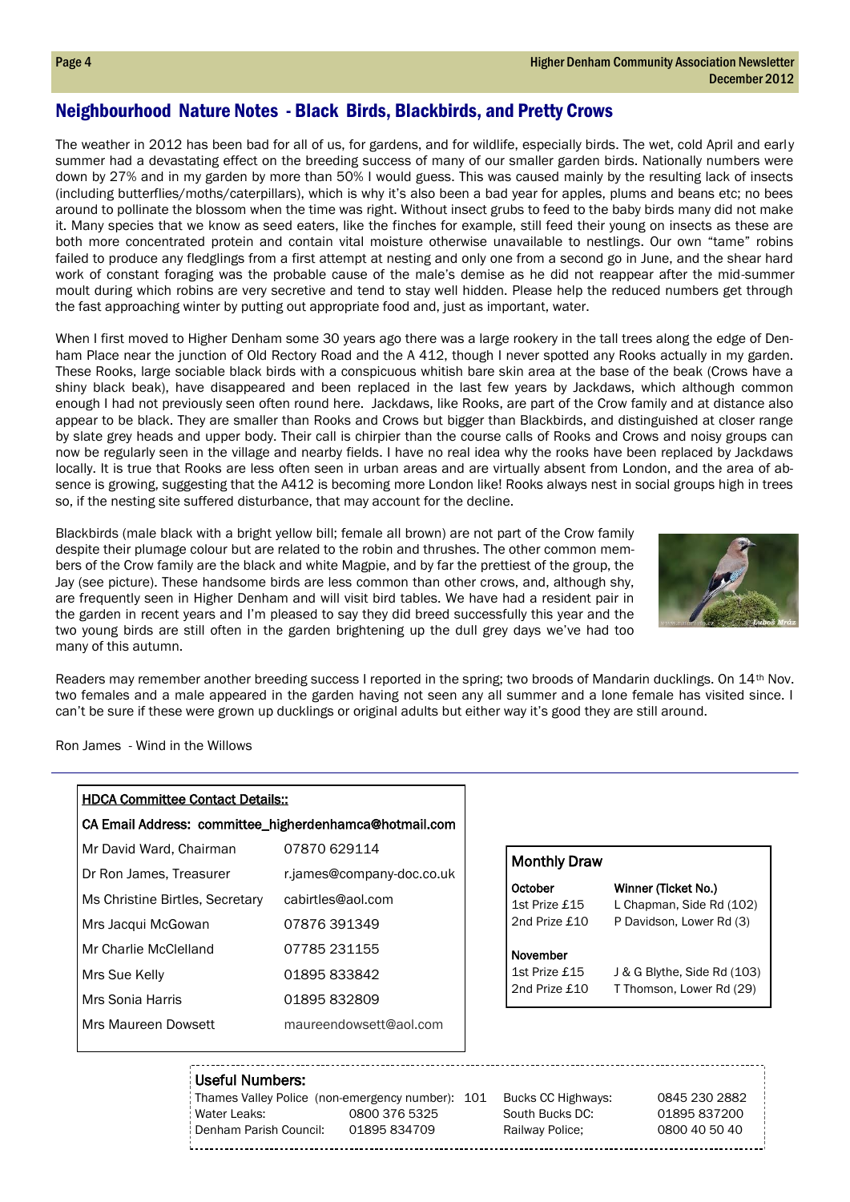## Neighbourhood Nature Notes - Black Birds, Blackbirds, and Pretty Crows

The weather in 2012 has been bad for all of us, for gardens, and for wildlife, especially birds. The wet, cold April and early summer had a devastating effect on the breeding success of many of our smaller garden birds. Nationally numbers were down by 27% and in my garden by more than 50% I would guess. This was caused mainly by the resulting lack of insects (including butterflies/moths/caterpillars), which is why it's also been a bad year for apples, plums and beans etc; no bees around to pollinate the blossom when the time was right. Without insect grubs to feed to the baby birds many did not make it. Many species that we know as seed eaters, like the finches for example, still feed their young on insects as these are both more concentrated protein and contain vital moisture otherwise unavailable to nestlings. Our own "tame" robins failed to produce any fledglings from a first attempt at nesting and only one from a second go in June, and the shear hard work of constant foraging was the probable cause of the male's demise as he did not reappear after the mid-summer moult during which robins are very secretive and tend to stay well hidden. Please help the reduced numbers get through the fast approaching winter by putting out appropriate food and, just as important, water.

When I first moved to Higher Denham some 30 years ago there was a large rookery in the tall trees along the edge of Denham Place near the junction of Old Rectory Road and the A 412, though I never spotted any Rooks actually in my garden. These Rooks, large sociable black birds with a conspicuous whitish bare skin area at the base of the beak (Crows have a shiny black beak), have disappeared and been replaced in the last few years by Jackdaws, which although common enough I had not previously seen often round here. Jackdaws, like Rooks, are part of the Crow family and at distance also appear to be black. They are smaller than Rooks and Crows but bigger than Blackbirds, and distinguished at closer range by slate grey heads and upper body. Their call is chirpier than the course calls of Rooks and Crows and noisy groups can now be regularly seen in the village and nearby fields. I have no real idea why the rooks have been replaced by Jackdaws locally. It is true that Rooks are less often seen in urban areas and are virtually absent from London, and the area of absence is growing, suggesting that the A412 is becoming more London like! Rooks always nest in social groups high in trees so, if the nesting site suffered disturbance, that may account for the decline.

Blackbirds (male black with a bright yellow bill; female all brown) are not part of the Crow family despite their plumage colour but are related to the robin and thrushes. The other common members of the Crow family are the black and white Magpie, and by far the prettiest of the group, the Jay (see picture). These handsome birds are less common than other crows, and, although shy, are frequently seen in Higher Denham and will visit bird tables. We have had a resident pair in the garden in recent years and I'm pleased to say they did breed successfully this year and the two young birds are still often in the garden brightening up the dull grey days we've had too many of this autumn.

Readers may remember another breeding success I reported in the spring; two broods of Mandarin ducklings. On 14th Nov. two females and a male appeared in the garden having not seen any all summer and a lone female has visited since. I can't be sure if these were grown up ducklings or original adults but either way it's good they are still around.

Ron James - Wind in the Willows

---

**HDCA Committee Contact Details::**

**CA Email Address: committee_higherdenhamca@hotmail.com**

| | |
|---|---|
| Mr David Ward, Chairman | 07870 629114 |
| Dr Ron James, Treasurer | r.james@company-doc.co.uk |
| Ms Christine Birtles, Secretary | cabirtles@aol.com |
| Mrs Jacqui McGowan | 07876 391349 |
| Mr Charlie McClelland | 07785 231155 |
| Mrs Sue Kelly | 01895 833842 |
| Mrs Sonia Harris | 01895 832809 |
| Mrs Maureen Dowsett | maureendowsett@aol.com |

**Monthly Draw**

| | |
|---|---|
| **October** | **Winner (Ticket No.)** |
| 1st Prize £15 | L Chapman, Side Rd (102) |
| 2nd Prize £10 | P Davidson, Lower Rd (3) |
| **November** | |
| 1st Prize £15 | J & G Blythe, Side Rd (103) |
| 2nd Prize £10 | T Thomson, Lower Rd (29) |

**Useful Numbers:**

| | | | |
|---|---|---|---|
| Thames Valley Police (non-emergency number): | 101 | Bucks CC Highways: | 0845 230 2882 |
| Water Leaks: | 0800 376 5325 | South Bucks DC: | 01895 837200 |
| Denham Parish Council: | 01895 834709 | Railway Police; | 0800 40 50 40 |